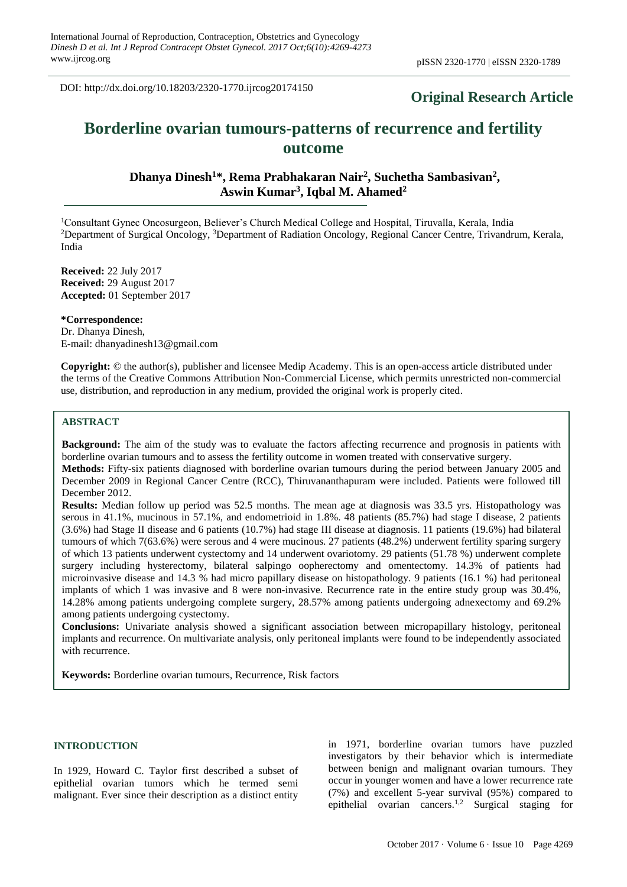DOI: http://dx.doi.org/10.18203/2320-1770.ijrcog20174150

**Original Research Article**

# Borderline ovarian tumours-patterns of recurrence and fertility outcome

**Dhanya Dinesh[1]*, Rema Prabhakaran Nair[2], Suchetha Sambasivan[2], Aswin Kumar[3], Iqbal M. Ahamed[2]**

[1]Consultant Gynec Oncosurgeon, Believer's Church Medical College and Hospital, Tiruvalla, Kerala, India
[2]Department of Surgical Oncology, [3]Department of Radiation Oncology, Regional Cancer Centre, Trivandrum, Kerala, India

**Received:** 22 July 2017
**Received:** 29 August 2017
**Accepted:** 01 September 2017

**\*Correspondence:**
Dr. Dhanya Dinesh,
E-mail: dhanyadinesh13@gmail.com

**Copyright:** © the author(s), publisher and licensee Medip Academy. This is an open-access article distributed under the terms of the Creative Commons Attribution Non-Commercial License, which permits unrestricted non-commercial use, distribution, and reproduction in any medium, provided the original work is properly cited.

## ABSTRACT

**Background:** The aim of the study was to evaluate the factors affecting recurrence and prognosis in patients with borderline ovarian tumours and to assess the fertility outcome in women treated with conservative surgery.

**Methods:** Fifty-six patients diagnosed with borderline ovarian tumours during the period between January 2005 and December 2009 in Regional Cancer Centre (RCC), Thiruvananthapuram were included. Patients were followed till December 2012.

**Results:** Median follow up period was 52.5 months. The mean age at diagnosis was 33.5 yrs. Histopathology was serous in 41.1%, mucinous in 57.1%, and endometrioid in 1.8%. 48 patients (85.7%) had stage I disease, 2 patients (3.6%) had Stage II disease and 6 patients (10.7%) had stage III disease at diagnosis. 11 patients (19.6%) had bilateral tumours of which 7(63.6%) were serous and 4 were mucinous. 27 patients (48.2%) underwent fertility sparing surgery of which 13 patients underwent cystectomy and 14 underwent ovariotomy. 29 patients (51.78 %) underwent complete surgery including hysterectomy, bilateral salpingo oopherectomy and omentectomy. 14.3% of patients had microinvasive disease and 14.3 % had micro papillary disease on histopathology. 9 patients (16.1 %) had peritoneal implants of which 1 was invasive and 8 were non-invasive. Recurrence rate in the entire study group was 30.4%, 14.28% among patients undergoing complete surgery, 28.57% among patients undergoing adnexectomy and 69.2% among patients undergoing cystectomy.

**Conclusions:** Univariate analysis showed a significant association between micropapillary histology, peritoneal implants and recurrence. On multivariate analysis, only peritoneal implants were found to be independently associated with recurrence.

**Keywords:** Borderline ovarian tumours, Recurrence, Risk factors

## INTRODUCTION

In 1929, Howard C. Taylor first described a subset of epithelial ovarian tumors which he termed semi malignant. Ever since their description as a distinct entity in 1971, borderline ovarian tumors have puzzled investigators by their behavior which is intermediate between benign and malignant ovarian tumours. They occur in younger women and have a lower recurrence rate (7%) and excellent 5-year survival (95%) compared to epithelial ovarian cancers.[1,2] Surgical staging for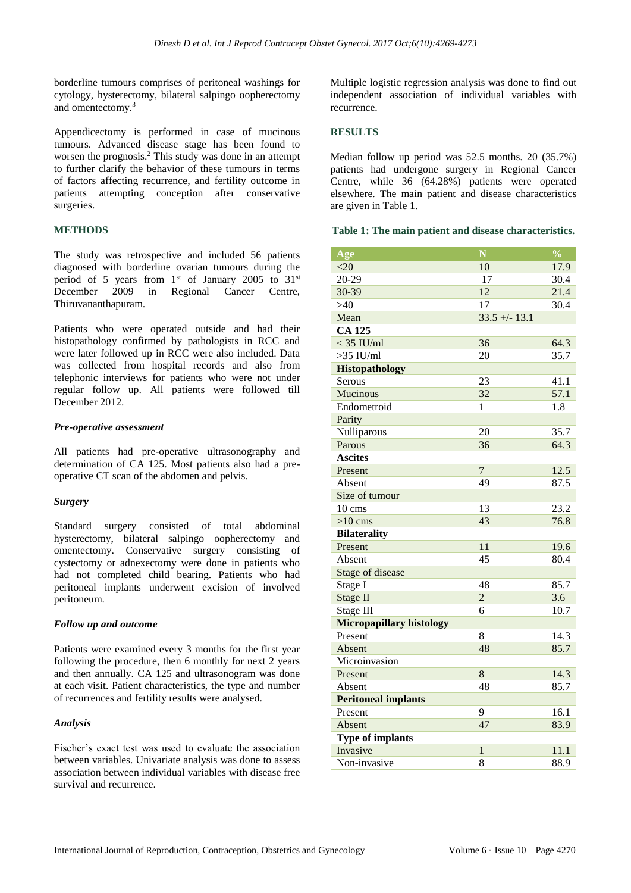borderline tumours comprises of peritoneal washings for cytology, hysterectomy, bilateral salpingo oopherectomy and omentectomy.[3]

Appendicectomy is performed in case of mucinous tumours. Advanced disease stage has been found to worsen the prognosis.[2] This study was done in an attempt to further clarify the behavior of these tumours in terms of factors affecting recurrence, and fertility outcome in patients attempting conception after conservative surgeries.

## METHODS

The study was retrospective and included 56 patients diagnosed with borderline ovarian tumours during the period of 5 years from 1st of January 2005 to 31st December 2009 in Regional Cancer Centre, Thiruvananthapuram.

Patients who were operated outside and had their histopathology confirmed by pathologists in RCC and were later followed up in RCC were also included. Data was collected from hospital records and also from telephonic interviews for patients who were not under regular follow up. All patients were followed till December 2012.

### *Pre-operative assessment*

All patients had pre-operative ultrasonography and determination of CA 125. Most patients also had a pre-operative CT scan of the abdomen and pelvis.

### *Surgery*

Standard surgery consisted of total abdominal hysterectomy, bilateral salpingo oopherectomy and omentectomy. Conservative surgery consisting of cystectomy or adnexectomy were done in patients who had not completed child bearing. Patients who had peritoneal implants underwent excision of involved peritoneum.

### *Follow up and outcome*

Patients were examined every 3 months for the first year following the procedure, then 6 monthly for next 2 years and then annually. CA 125 and ultrasonogram was done at each visit. Patient characteristics, the type and number of recurrences and fertility results were analysed.

### *Analysis*

Fischer's exact test was used to evaluate the association between variables. Univariate analysis was done to assess association between individual variables with disease free survival and recurrence.

Multiple logistic regression analysis was done to find out independent association of individual variables with recurrence.

## RESULTS

Median follow up period was 52.5 months. 20 (35.7%) patients had undergone surgery in Regional Cancer Centre, while 36 (64.28%) patients were operated elsewhere. The main patient and disease characteristics are given in Table 1.

**Table 1: The main patient and disease characteristics.**

| Age | N | % |
|---|---|---|
| <20 | 10 | 17.9 |
| 20-29 | 17 | 30.4 |
| 30-39 | 12 | 21.4 |
| >40 | 17 | 30.4 |
| Mean | 33.5 +/- 13.1 | |
| **CA 125** | | |
| < 35 IU/ml | 36 | 64.3 |
| >35 IU/ml | 20 | 35.7 |
| **Histopathology** | | |
| Serous | 23 | 41.1 |
| Mucinous | 32 | 57.1 |
| Endometroid | 1 | 1.8 |
| Parity | | |
| Nulliparous | 20 | 35.7 |
| Parous | 36 | 64.3 |
| **Ascites** | | |
| Present | 7 | 12.5 |
| Absent | 49 | 87.5 |
| Size of tumour | | |
| 10 cms | 13 | 23.2 |
| >10 cms | 43 | 76.8 |
| **Bilaterality** | | |
| Present | 11 | 19.6 |
| Absent | 45 | 80.4 |
| Stage of disease | | |
| Stage I | 48 | 85.7 |
| Stage II | 2 | 3.6 |
| Stage III | 6 | 10.7 |
| **Micropapillary histology** | | |
| Present | 8 | 14.3 |
| Absent | 48 | 85.7 |
| Microinvasion | | |
| Present | 8 | 14.3 |
| Absent | 48 | 85.7 |
| **Peritoneal implants** | | |
| Present | 9 | 16.1 |
| Absent | 47 | 83.9 |
| **Type of implants** | | |
| Invasive | 1 | 11.1 |
| Non-invasive | 8 | 88.9 |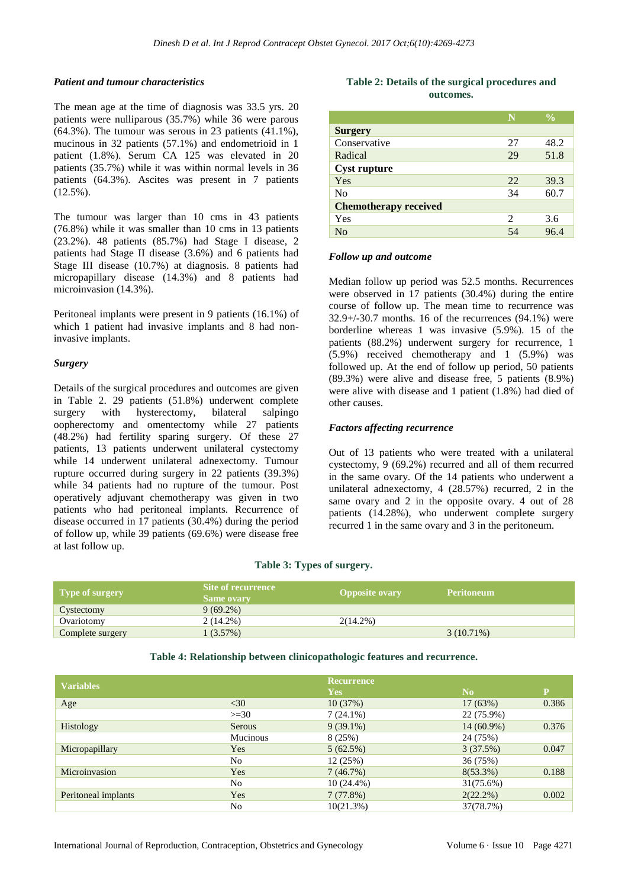### *Patient and tumour characteristics*

The mean age at the time of diagnosis was 33.5 yrs. 20 patients were nulliparous (35.7%) while 36 were parous (64.3%). The tumour was serous in 23 patients (41.1%), mucinous in 32 patients (57.1%) and endometrioid in 1 patient (1.8%). Serum CA 125 was elevated in 20 patients (35.7%) while it was within normal levels in 36 patients (64.3%). Ascites was present in 7 patients (12.5%).

The tumour was larger than 10 cms in 43 patients (76.8%) while it was smaller than 10 cms in 13 patients (23.2%). 48 patients (85.7%) had Stage I disease, 2 patients had Stage II disease (3.6%) and 6 patients had Stage III disease (10.7%) at diagnosis. 8 patients had micropapillary disease (14.3%) and 8 patients had microinvasion (14.3%).

Peritoneal implants were present in 9 patients (16.1%) of which 1 patient had invasive implants and 8 had non-invasive implants.

### *Surgery*

Details of the surgical procedures and outcomes are given in Table 2. 29 patients (51.8%) underwent complete surgery with hysterectomy, bilateral salpingo oopherectomy and omentectomy while 27 patients (48.2%) had fertility sparing surgery. Of these 27 patients, 13 patients underwent unilateral cystectomy while 14 underwent unilateral adnexectomy. Tumour rupture occurred during surgery in 22 patients (39.3%) while 34 patients had no rupture of the tumour. Post operatively adjuvant chemotherapy was given in two patients who had peritoneal implants. Recurrence of disease occurred in 17 patients (30.4%) during the period of follow up, while 39 patients (69.6%) were disease free at last follow up.

**Table 2: Details of the surgical procedures and outcomes.**

| | N | % |
|---|---|---|
| **Surgery** | | |
| Conservative | 27 | 48.2 |
| Radical | 29 | 51.8 |
| **Cyst rupture** | | |
| Yes | 22 | 39.3 |
| No | 34 | 60.7 |
| **Chemotherapy received** | | |
| Yes | 2 | 3.6 |
| No | 54 | 96.4 |

### *Follow up and outcome*

Median follow up period was 52.5 months. Recurrences were observed in 17 patients (30.4%) during the entire course of follow up. The mean time to recurrence was 32.9+/-30.7 months. 16 of the recurrences (94.1%) were borderline whereas 1 was invasive (5.9%). 15 of the patients (88.2%) underwent surgery for recurrence, 1 (5.9%) received chemotherapy and 1 (5.9%) was followed up. At the end of follow up period, 50 patients (89.3%) were alive and disease free, 5 patients (8.9%) were alive with disease and 1 patient (1.8%) had died of other causes.

### *Factors affecting recurrence*

Out of 13 patients who were treated with a unilateral cystectomy, 9 (69.2%) recurred and all of them recurred in the same ovary. Of the 14 patients who underwent a unilateral adnexectomy, 4 (28.57%) recurred, 2 in the same ovary and 2 in the opposite ovary. 4 out of 28 patients (14.28%), who underwent complete surgery recurred 1 in the same ovary and 3 in the peritoneum.

**Table 3: Types of surgery.**

| Type of surgery | Site of recurrence Same ovary | Opposite ovary | Peritoneum |
|---|---|---|---|
| Cystectomy | 9 (69.2%) | | |
| Ovariotomy | 2 (14.2%) | 2(14.2%) | |
| Complete surgery | 1 (3.57%) | | 3 (10.71%) |

**Table 4: Relationship between clinicopathologic features and recurrence.**

| Variables | | Recurrence Yes | No | P |
|---|---|---|---|---|
| Age | <30 | 10 (37%) | 17 (63%) | 0.386 |
| | >=30 | 7 (24.1%) | 22 (75.9%) | |
| Histology | Serous | 9 (39.1%) | 14 (60.9%) | 0.376 |
| | Mucinous | 8 (25%) | 24 (75%) | |
| Micropapillary | Yes | 5 (62.5%) | 3 (37.5%) | 0.047 |
| | No | 12 (25%) | 36 (75%) | |
| Microinvasion | Yes | 7 (46.7%) | 8(53.3%) | 0.188 |
| | No | 10 (24.4%) | 31(75.6%) | |
| Peritoneal implants | Yes | 7 (77.8%) | 2(22.2%) | 0.002 |
| | No | 10(21.3%) | 37(78.7%) | |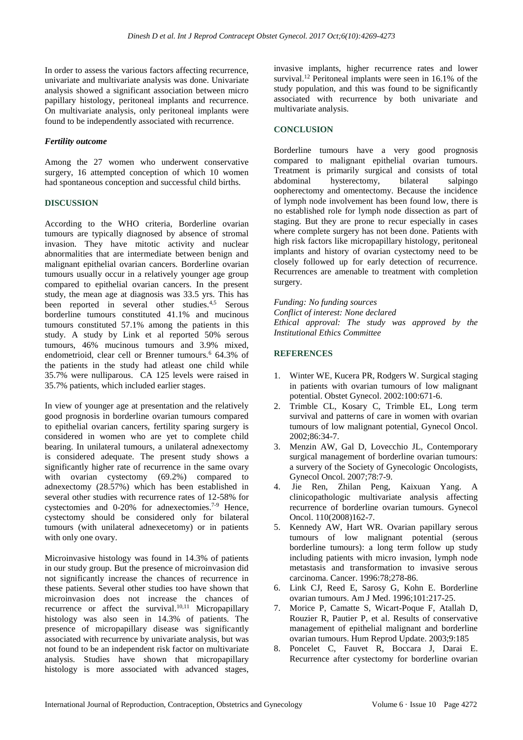In order to assess the various factors affecting recurrence, univariate and multivariate analysis was done. Univariate analysis showed a significant association between micro papillary histology, peritoneal implants and recurrence. On multivariate analysis, only peritoneal implants were found to be independently associated with recurrence.

### *Fertility outcome*

Among the 27 women who underwent conservative surgery, 16 attempted conception of which 10 women had spontaneous conception and successful child births.

## DISCUSSION

According to the WHO criteria, Borderline ovarian tumours are typically diagnosed by absence of stromal invasion. They have mitotic activity and nuclear abnormalities that are intermediate between benign and malignant epithelial ovarian cancers. Borderline ovarian tumours usually occur in a relatively younger age group compared to epithelial ovarian cancers. In the present study, the mean age at diagnosis was 33.5 yrs. This has been reported in several other studies.[4,5] Serous borderline tumours constituted 41.1% and mucinous tumours constituted 57.1% among the patients in this study. A study by Link et al reported 50% serous tumours, 46% mucinous tumours and 3.9% mixed, endometrioid, clear cell or Brenner tumours.[6] 64.3% of the patients in the study had atleast one child while 35.7% were nulliparous. CA 125 levels were raised in 35.7% patients, which included earlier stages.

In view of younger age at presentation and the relatively good prognosis in borderline ovarian tumours compared to epithelial ovarian cancers, fertility sparing surgery is considered in women who are yet to complete child bearing. In unilateral tumours, a unilateral adnexectomy is considered adequate. The present study shows a significantly higher rate of recurrence in the same ovary with ovarian cystectomy (69.2%) compared to adnexectomy (28.57%) which has been established in several other studies with recurrence rates of 12-58% for cystectomies and 0-20% for adnexectomies.[7-9] Hence, cystectomy should be considered only for bilateral tumours (with unilateral adnexecetomy) or in patients with only one ovary.

Microinvasive histology was found in 14.3% of patients in our study group. But the presence of microinvasion did not significantly increase the chances of recurrence in these patients. Several other studies too have shown that microinvasion does not increase the chances of recurrence or affect the survival.[10,11] Micropapillary histology was also seen in 14.3% of patients. The presence of micropapillary disease was significantly associated with recurrence by univariate analysis, but was not found to be an independent risk factor on multivariate analysis. Studies have shown that micropapillary histology is more associated with advanced stages, invasive implants, higher recurrence rates and lower survival.[12] Peritoneal implants were seen in 16.1% of the study population, and this was found to be significantly associated with recurrence by both univariate and multivariate analysis.

## CONCLUSION

Borderline tumours have a very good prognosis compared to malignant epithelial ovarian tumours. Treatment is primarily surgical and consists of total abdominal hysterectomy, bilateral salpingo oopherectomy and omentectomy. Because the incidence of lymph node involvement has been found low, there is no established role for lymph node dissection as part of staging. But they are prone to recur especially in cases where complete surgery has not been done. Patients with high risk factors like micropapillary histology, peritoneal implants and history of ovarian cystectomy need to be closely followed up for early detection of recurrence. Recurrences are amenable to treatment with completion surgery.

*Funding: No funding sources*
*Conflict of interest: None declared*
*Ethical approval: The study was approved by the Institutional Ethics Committee*

## REFERENCES

1. Winter WE, Kucera PR, Rodgers W. Surgical staging in patients with ovarian tumours of low malignant potential. Obstet Gynecol. 2002:100:671-6.
2. Trimble CL, Kosary C, Trimble EL, Long term survival and patterns of care in women with ovarian tumours of low malignant potential, Gynecol Oncol. 2002;86:34-7.
3. Menzin AW, Gal D, Lovecchio JL, Contemporary surgical management of borderline ovarian tumours: a survery of the Society of Gynecologic Oncologists, Gynecol Oncol. 2007;78:7-9.
4. Jie Ren, Zhilan Peng, Kaixuan Yang. A clinicopathologic multivariate analysis affecting recurrence of borderline ovarian tumours. Gynecol Oncol. 110(2008)162-7.
5. Kennedy AW, Hart WR. Ovarian papillary serous tumours of low malignant potential (serous borderline tumours): a long term follow up study including patients with micro invasion, lymph node metastasis and transformation to invasive serous carcinoma. Cancer. 1996:78;278-86.
6. Link CJ, Reed E, Sarosy G, Kohn E. Borderline ovarian tumours. Am J Med. 1996;101:217-25.
7. Morice P, Camatte S, Wicart-Poque F, Atallah D, Rouzier R, Pautier P, et al. Results of conservative management of epithelial malignant and borderline ovarian tumours. Hum Reprod Update. 2003;9:185
8. Poncelet C, Fauvet R, Boccara J, Darai E. Recurrence after cystectomy for borderline ovarian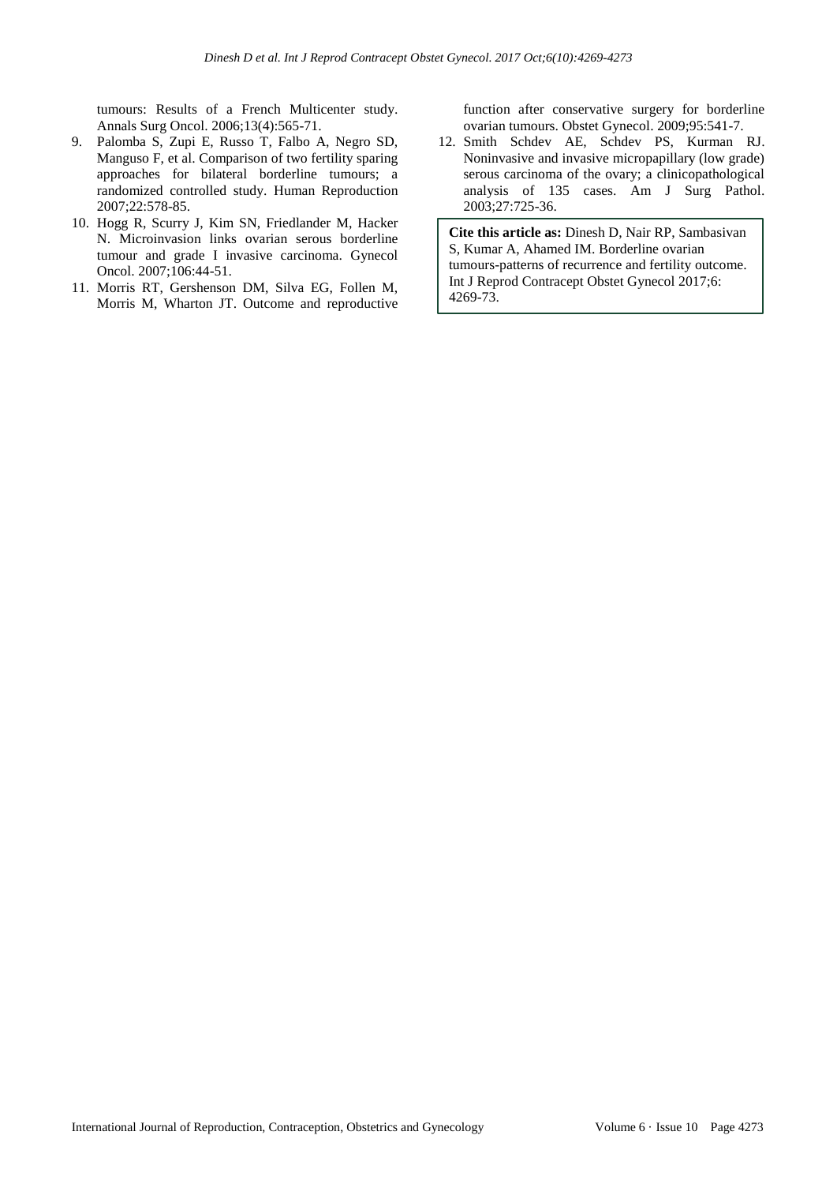tumours: Results of a French Multicenter study. Annals Surg Oncol. 2006;13(4):565-71.

9. Palomba S, Zupi E, Russo T, Falbo A, Negro SD, Manguso F, et al. Comparison of two fertility sparing approaches for bilateral borderline tumours; a randomized controlled study. Human Reproduction 2007;22:578-85.
10. Hogg R, Scurry J, Kim SN, Friedlander M, Hacker N. Microinvasion links ovarian serous borderline tumour and grade I invasive carcinoma. Gynecol Oncol. 2007;106:44-51.
11. Morris RT, Gershenson DM, Silva EG, Follen M, Morris M, Wharton JT. Outcome and reproductive function after conservative surgery for borderline ovarian tumours. Obstet Gynecol. 2009;95:541-7.
12. Smith Schdev AE, Schdev PS, Kurman RJ. Noninvasive and invasive micropapillary (low grade) serous carcinoma of the ovary; a clinicopathological analysis of 135 cases. Am J Surg Pathol. 2003;27:725-36.

**Cite this article as:** Dinesh D, Nair RP, Sambasivan S, Kumar A, Ahamed IM. Borderline ovarian tumours-patterns of recurrence and fertility outcome. Int J Reprod Contracept Obstet Gynecol 2017;6: 4269-73.